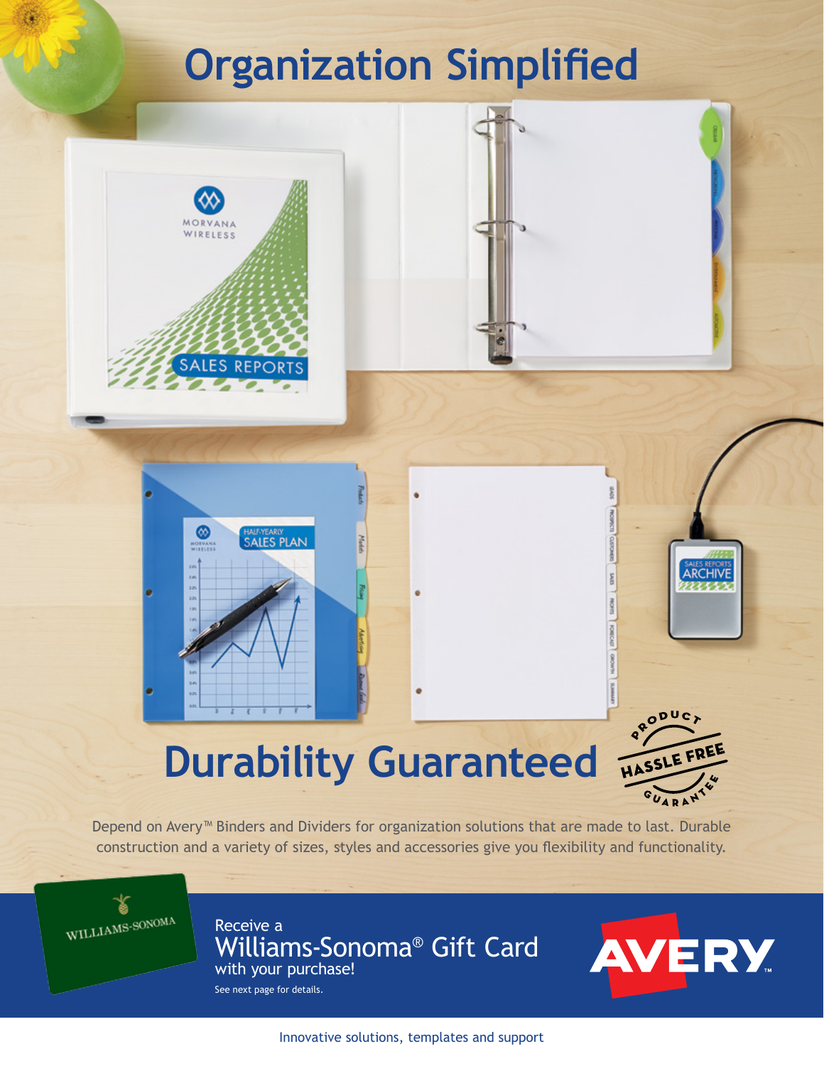# Organization Simplified

# Durability Guaranteed

PRODUCT HASSLE FREE GUARANTEE

Depend on Avery™ Binders and Dividers for organization solutions that are made to last. Durable construction and a variety of sizes, styles and accessories give you flexibility and functionality.

Receive a
**Williams-Sonoma® Gift Card**
with your purchase!

See next page for details.

AVERY™

Innovative solutions, templates and support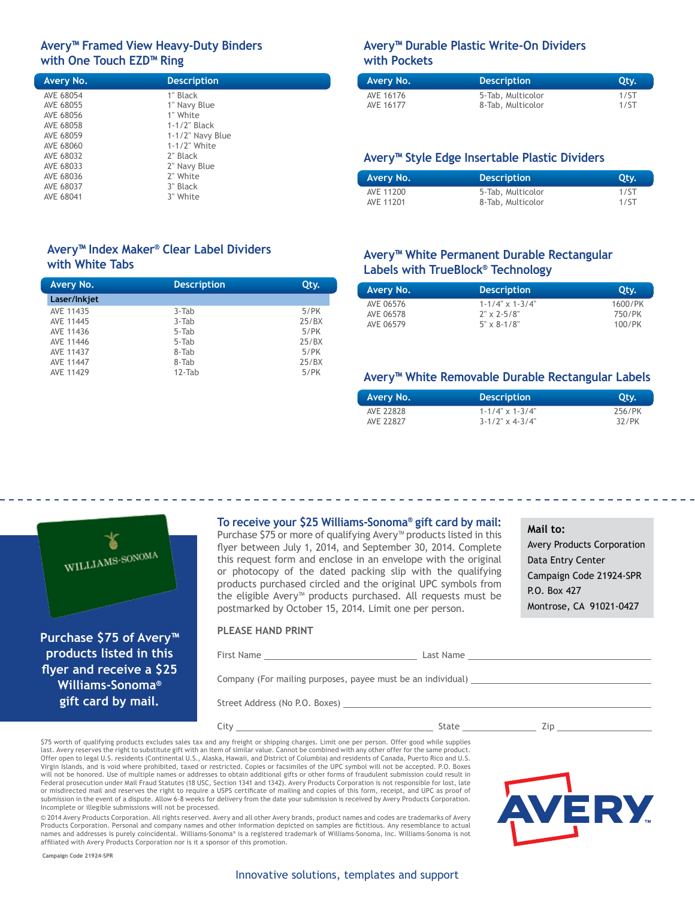## Avery™ Framed View Heavy-Duty Binders with One Touch EZD™ Ring

| Avery No. | Description |
| --- | --- |
| AVE 68054 | 1" Black |
| AVE 68055 | 1" Navy Blue |
| AVE 68056 | 1" White |
| AVE 68058 | 1-1/2" Black |
| AVE 68059 | 1-1/2" Navy Blue |
| AVE 68060 | 1-1/2" White |
| AVE 68032 | 2" Black |
| AVE 68033 | 2" Navy Blue |
| AVE 68036 | 2" White |
| AVE 68037 | 3" Black |
| AVE 68041 | 3" White |

## Avery™ Index Maker® Clear Label Dividers with White Tabs

| Avery No. | Description | Qty. |
| --- | --- | --- |
| **Laser/Inkjet** | | |
| AVE 11435 | 3-Tab | 5/PK |
| AVE 11445 | 3-Tab | 25/BX |
| AVE 11436 | 5-Tab | 5/PK |
| AVE 11446 | 5-Tab | 25/BX |
| AVE 11437 | 8-Tab | 5/PK |
| AVE 11447 | 8-Tab | 25/BX |
| AVE 11429 | 12-Tab | 5/PK |

## Avery™ Durable Plastic Write-On Dividers with Pockets

| Avery No. | Description | Qty. |
| --- | --- | --- |
| AVE 16176 | 5-Tab, Multicolor | 1/ST |
| AVE 16177 | 8-Tab, Multicolor | 1/ST |

## Avery™ Style Edge Insertable Plastic Dividers

| Avery No. | Description | Qty. |
| --- | --- | --- |
| AVE 11200 | 5-Tab, Multicolor | 1/ST |
| AVE 11201 | 8-Tab, Multicolor | 1/ST |

## Avery™ White Permanent Durable Rectangular Labels with TrueBlock® Technology

| Avery No. | Description | Qty. |
| --- | --- | --- |
| AVE 06576 | 1-1/4" x 1-3/4" | 1600/PK |
| AVE 06578 | 2" x 2-5/8" | 750/PK |
| AVE 06579 | 5" x 8-1/8" | 100/PK |

## Avery™ White Removable Durable Rectangular Labels

| Avery No. | Description | Qty. |
| --- | --- | --- |
| AVE 22828 | 1-1/4" x 1-3/4" | 256/PK |
| AVE 22827 | 3-1/2" x 4-3/4" | 32/PK |

---

**Purchase $75 of Avery™ products listed in this flyer and receive a $25 Williams-Sonoma® gift card by mail.**

### To receive your $25 Williams-Sonoma® gift card by mail:

Purchase $75 or more of qualifying Avery™ products listed in this flyer between July 1, 2014, and September 30, 2014. Complete this request form and enclose in an envelope with the original or photocopy of the dated packing slip with the qualifying products purchased circled and the original UPC symbols from the eligible Avery™ products purchased. All requests must be postmarked by October 15, 2014. Limit one per person.

**Mail to:**
Avery Products Corporation
Data Entry Center
Campaign Code 21924-SPR
P.O. Box 427
Montrose, CA 91021-0427

**PLEASE HAND PRINT**

First Name ______________________ Last Name ______________________

Company (For mailing purposes, payee must be an individual) ______________________

Street Address (No P.O. Boxes) ______________________

City ______________________ State __________ Zip __________

$75 worth of qualifying products excludes sales tax and any freight or shipping charges. Limit one per person. Offer good while supplies last. Avery reserves the right to substitute gift with an item of similar value. Cannot be combined with any other offer for the same product. Offer open to legal U.S. residents (Continental U.S., Alaska, Hawaii, and District of Columbia) and residents of Canada, Puerto Rico and U.S. Virgin Islands, and is void where prohibited, taxed or restricted. Copies or facsimiles of the UPC symbol will not be accepted. P.O. Boxes will not be honored. Use of multiple names or addresses to obtain additional gifts or other forms of fraudulent submission could result in Federal prosecution under Mail Fraud Statutes (18 USC, Section 1341 and 1342). Avery Products Corporation is not responsible for lost, late or misdirected mail and reserves the right to require a USPS certificate of mailing and copies of this form, receipt, and UPC as proof of submission in the event of a dispute. Allow 6-8 weeks for delivery from the date your submission is received by Avery Products Corporation. Incomplete or illegible submissions will not be processed.

© 2014 Avery Products Corporation. All rights reserved. Avery and all other Avery brands, product names and codes are trademarks of Avery Products Corporation. Personal and company names and other information depicted on samples are fictitious. Any resemblance to actual names and addresses is purely coincidental. Williams-Sonoma® is a registered trademark of Williams-Sonoma, Inc. Williams-Sonoma is not affiliated with Avery Products Corporation nor is it a sponsor of this promotion.

Campaign Code 21924-SPR

Innovative solutions, templates and support